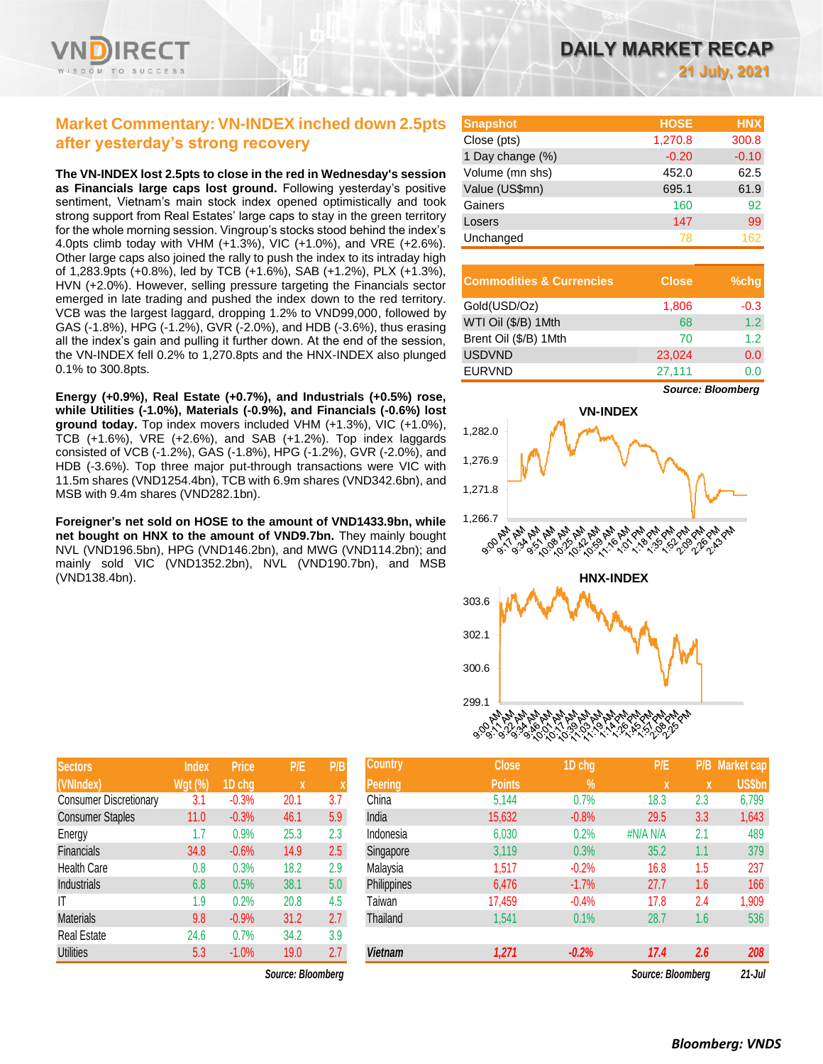# DAILY MARKET RECAP

**21 July, 2021**

## Market Commentary: VN-INDEX inched down 2.5pts after yesterday's strong recovery

**The VN-INDEX lost 2.5pts to close in the red in Wednesday's session as Financials large caps lost ground.** Following yesterday's positive sentiment, Vietnam's main stock index opened optimistically and took strong support from Real Estates' large caps to stay in the green territory for the whole morning session. Vingroup's stocks stood behind the index's 4.0pts climb today with VHM (+1.3%), VIC (+1.0%), and VRE (+2.6%). Other large caps also joined the rally to push the index to its intraday high of 1,283.9pts (+0.8%), led by TCB (+1.6%), SAB (+1.2%), PLX (+1.3%), HVN (+2.0%). However, selling pressure targeting the Financials sector emerged in late trading and pushed the index down to the red territory. VCB was the largest laggard, dropping 1.2% to VND99,000, followed by GAS (-1.8%), HPG (-1.2%), GVR (-2.0%), and HDB (-3.6%), thus erasing all the index's gain and pulling it further down. At the end of the session, the VN-INDEX fell 0.2% to 1,270.8pts and the HNX-INDEX also plunged 0.1% to 300.8pts.

**Energy (+0.9%), Real Estate (+0.7%), and Industrials (+0.5%) rose, while Utilities (-1.0%), Materials (-0.9%), and Financials (-0.6%) lost ground today.** Top index movers included VHM (+1.3%), VIC (+1.0%), TCB (+1.6%), VRE (+2.6%), and SAB (+1.2%). Top index laggards consisted of VCB (-1.2%), GAS (-1.8%), HPG (-1.2%), GVR (-2.0%), and HDB (-3.6%). Top three major put-through transactions were VIC with 11.5m shares (VND1254.4bn), TCB with 6.9m shares (VND342.6bn), and MSB with 9.4m shares (VND282.1bn).

**Foreigner's net sold on HOSE to the amount of VND1433.9bn, while net bought on HNX to the amount of VND9.7bn.** They mainly bought NVL (VND196.5bn), HPG (VND146.2bn), and MWG (VND114.2bn); and mainly sold VIC (VND1352.2bn), NVL (VND190.7bn), and MSB (VND138.4bn).

| Snapshot | HOSE | HNX |
|---|---|---|
| Close (pts) | 1,270.8 | 300.8 |
| 1 Day change (%) | -0.20 | -0.10 |
| Volume (mn shs) | 452.0 | 62.5 |
| Value (US$mn) | 695.1 | 61.9 |
| Gainers | 160 | 92 |
| Losers | 147 | 99 |
| Unchanged | 78 | 162 |

| Commodities & Currencies | Close | %chg |
|---|---|---|
| Gold(USD/Oz) | 1,806 | -0.3 |
| WTI Oil ($/B) 1Mth | 68 | 1.2 |
| Brent Oil ($/B) 1Mth | 70 | 1.2 |
| USDVND | 23,024 | 0.0 |
| EURVND | 27,111 | 0.0 |

*Source: Bloomberg*

| Sectors (VNIndex) | Index Wgt (%) | Price 1D chg | P/E x | P/B x |
|---|---|---|---|---|
| Consumer Discretionary | 3.1 | -0.3% | 20.1 | 3.7 |
| Consumer Staples | 11.0 | -0.3% | 46.1 | 5.9 |
| Energy | 1.7 | 0.9% | 25.3 | 2.3 |
| Financials | 34.8 | -0.6% | 14.9 | 2.5 |
| Health Care | 0.8 | 0.3% | 18.2 | 2.9 |
| Industrials | 6.8 | 0.5% | 38.1 | 5.0 |
| IT | 1.9 | 0.2% | 20.8 | 4.5 |
| Materials | 9.8 | -0.9% | 31.2 | 2.7 |
| Real Estate | 24.6 | 0.7% | 34.2 | 3.9 |
| Utilities | 5.3 | -1.0% | 19.0 | 2.7 |

*Source: Bloomberg*

| Country Peering | Close Points | 1D chg % | P/E x | P/B x | Market cap US$bn |
|---|---|---|---|---|---|
| China | 5,144 | 0.7% | 18.3 | 2.3 | 6,799 |
| India | 15,632 | -0.8% | 29.5 | 3.3 | 1,643 |
| Indonesia | 6,030 | 0.2% | #N/A N/A | 2.1 | 489 |
| Singapore | 3,119 | 0.3% | 35.2 | 1.1 | 379 |
| Malaysia | 1,517 | -0.2% | 16.8 | 1.5 | 237 |
| Philippines | 6,476 | -1.7% | 27.7 | 1.6 | 166 |
| Taiwan | 17,459 | -0.4% | 17.8 | 2.4 | 1,909 |
| Thailand | 1,541 | 0.1% | 28.7 | 1.6 | 536 |
| **Vietnam** | **1,271** | **-0.2%** | **17.4** | **2.6** | **208** |

*Source: Bloomberg* 21-Jul

***Bloomberg: VNDS***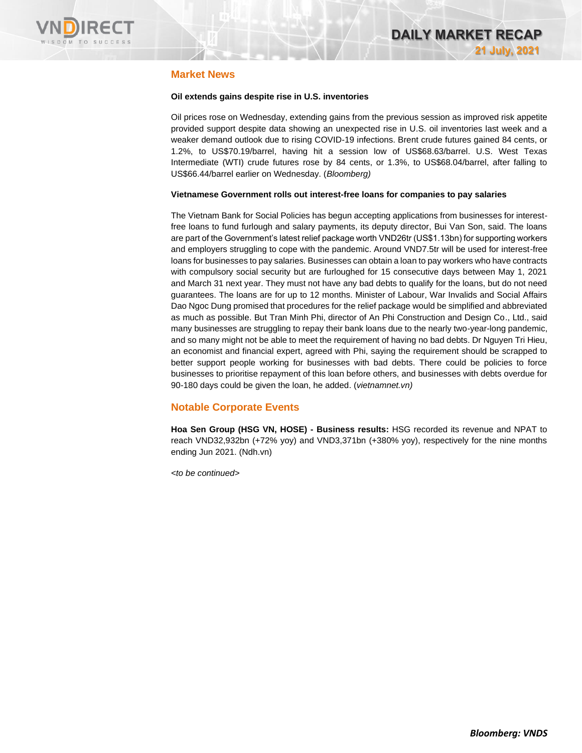## Market News

**Oil extends gains despite rise in U.S. inventories**

Oil prices rose on Wednesday, extending gains from the previous session as improved risk appetite provided support despite data showing an unexpected rise in U.S. oil inventories last week and a weaker demand outlook due to rising COVID-19 infections. Brent crude futures gained 84 cents, or 1.2%, to US$70.19/barrel, having hit a session low of US$68.63/barrel. U.S. West Texas Intermediate (WTI) crude futures rose by 84 cents, or 1.3%, to US$68.04/barrel, after falling to US$66.44/barrel earlier on Wednesday. (*Bloomberg)*

**Vietnamese Government rolls out interest-free loans for companies to pay salaries**

The Vietnam Bank for Social Policies has begun accepting applications from businesses for interest-free loans to fund furlough and salary payments, its deputy director, Bui Van Son, said. The loans are part of the Government's latest relief package worth VND26tr (US$1.13bn) for supporting workers and employers struggling to cope with the pandemic. Around VND7.5tr will be used for interest-free loans for businesses to pay salaries. Businesses can obtain a loan to pay workers who have contracts with compulsory social security but are furloughed for 15 consecutive days between May 1, 2021 and March 31 next year. They must not have any bad debts to qualify for the loans, but do not need guarantees. The loans are for up to 12 months. Minister of Labour, War Invalids and Social Affairs Dao Ngoc Dung promised that procedures for the relief package would be simplified and abbreviated as much as possible. But Tran Minh Phi, director of An Phi Construction and Design Co., Ltd., said many businesses are struggling to repay their bank loans due to the nearly two-year-long pandemic, and so many might not be able to meet the requirement of having no bad debts. Dr Nguyen Tri Hieu, an economist and financial expert, agreed with Phi, saying the requirement should be scrapped to better support people working for businesses with bad debts. There could be policies to force businesses to prioritise repayment of this loan before others, and businesses with debts overdue for 90-180 days could be given the loan, he added. (*vietnamnet.vn)*

## Notable Corporate Events

**Hoa Sen Group (HSG VN, HOSE) - Business results:** HSG recorded its revenue and NPAT to reach VND32,932bn (+72% yoy) and VND3,371bn (+380% yoy), respectively for the nine months ending Jun 2021. (Ndh.vn)

*<to be continued>*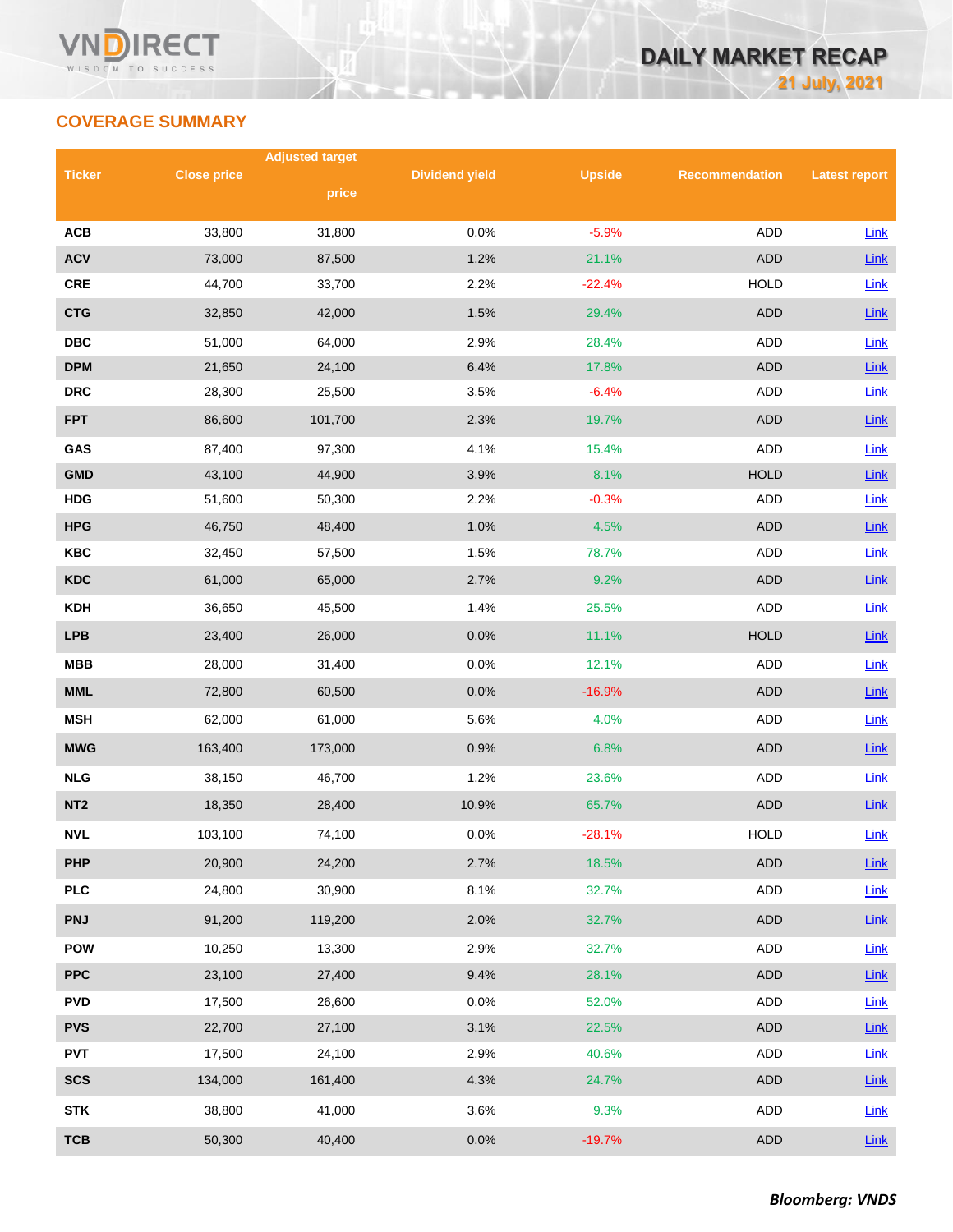## COVERAGE SUMMARY

| Ticker | Close price | Adjusted target price | Dividend yield | Upside | Recommendation | Latest report |
|---|---|---|---|---|---|---|
| ACB | 33,800 | 31,800 | 0.0% | -5.9% | ADD | Link |
| ACV | 73,000 | 87,500 | 1.2% | 21.1% | ADD | Link |
| CRE | 44,700 | 33,700 | 2.2% | -22.4% | HOLD | Link |
| CTG | 32,850 | 42,000 | 1.5% | 29.4% | ADD | Link |
| DBC | 51,000 | 64,000 | 2.9% | 28.4% | ADD | Link |
| DPM | 21,650 | 24,100 | 6.4% | 17.8% | ADD | Link |
| DRC | 28,300 | 25,500 | 3.5% | -6.4% | ADD | Link |
| FPT | 86,600 | 101,700 | 2.3% | 19.7% | ADD | Link |
| GAS | 87,400 | 97,300 | 4.1% | 15.4% | ADD | Link |
| GMD | 43,100 | 44,900 | 3.9% | 8.1% | HOLD | Link |
| HDG | 51,600 | 50,300 | 2.2% | -0.3% | ADD | Link |
| HPG | 46,750 | 48,400 | 1.0% | 4.5% | ADD | Link |
| KBC | 32,450 | 57,500 | 1.5% | 78.7% | ADD | Link |
| KDC | 61,000 | 65,000 | 2.7% | 9.2% | ADD | Link |
| KDH | 36,650 | 45,500 | 1.4% | 25.5% | ADD | Link |
| LPB | 23,400 | 26,000 | 0.0% | 11.1% | HOLD | Link |
| MBB | 28,000 | 31,400 | 0.0% | 12.1% | ADD | Link |
| MML | 72,800 | 60,500 | 0.0% | -16.9% | ADD | Link |
| MSH | 62,000 | 61,000 | 5.6% | 4.0% | ADD | Link |
| MWG | 163,400 | 173,000 | 0.9% | 6.8% | ADD | Link |
| NLG | 38,150 | 46,700 | 1.2% | 23.6% | ADD | Link |
| NT2 | 18,350 | 28,400 | 10.9% | 65.7% | ADD | Link |
| NVL | 103,100 | 74,100 | 0.0% | -28.1% | HOLD | Link |
| PHP | 20,900 | 24,200 | 2.7% | 18.5% | ADD | Link |
| PLC | 24,800 | 30,900 | 8.1% | 32.7% | ADD | Link |
| PNJ | 91,200 | 119,200 | 2.0% | 32.7% | ADD | Link |
| POW | 10,250 | 13,300 | 2.9% | 32.7% | ADD | Link |
| PPC | 23,100 | 27,400 | 9.4% | 28.1% | ADD | Link |
| PVD | 17,500 | 26,600 | 0.0% | 52.0% | ADD | Link |
| PVS | 22,700 | 27,100 | 3.1% | 22.5% | ADD | Link |
| PVT | 17,500 | 24,100 | 2.9% | 40.6% | ADD | Link |
| SCS | 134,000 | 161,400 | 4.3% | 24.7% | ADD | Link |
| STK | 38,800 | 41,000 | 3.6% | 9.3% | ADD | Link |
| TCB | 50,300 | 40,400 | 0.0% | -19.7% | ADD | Link |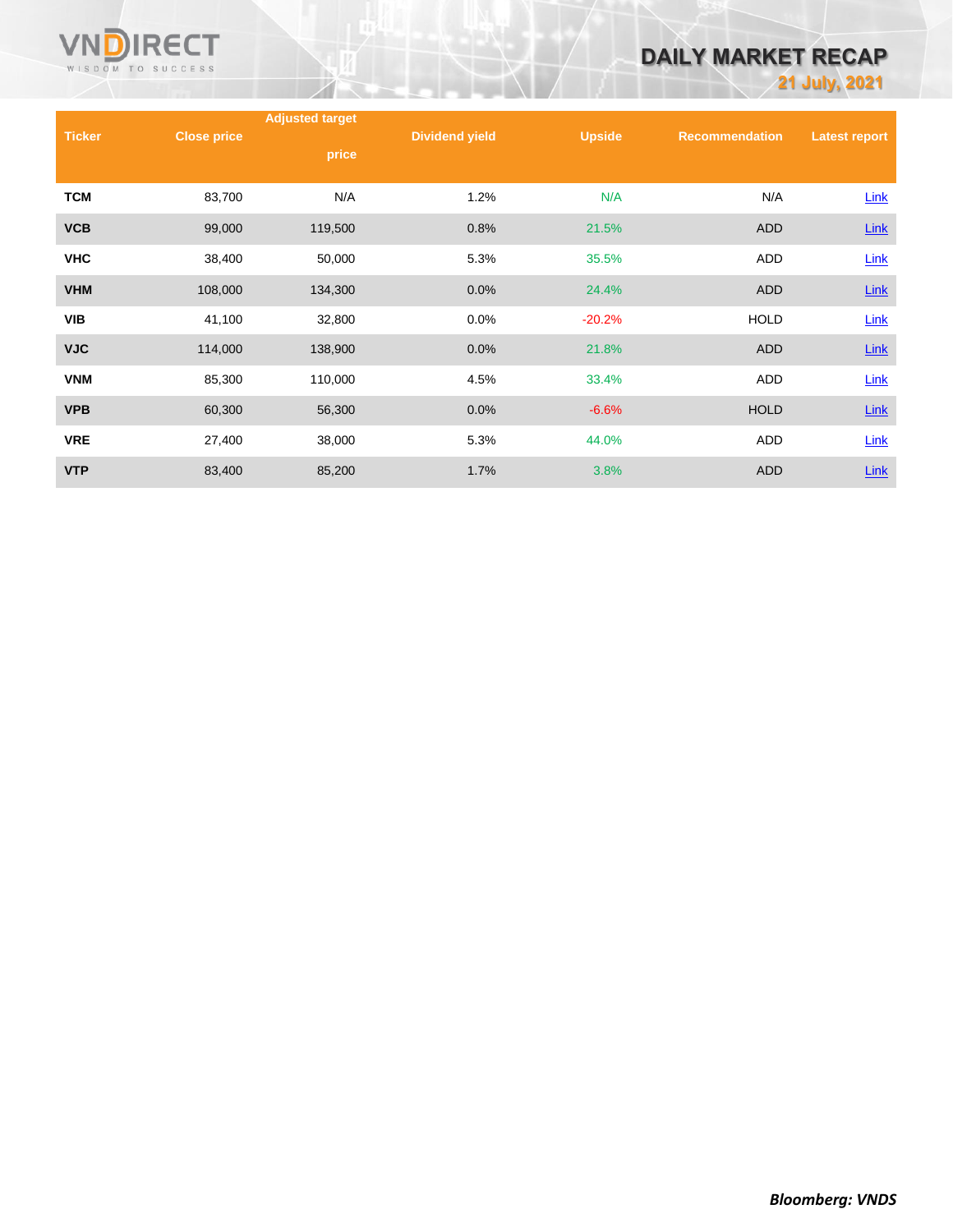| Ticker | Close price | Adjusted target price | Dividend yield | Upside | Recommendation | Latest report |
|---|---|---|---|---|---|---|
| TCM | 83,700 | N/A | 1.2% | N/A | N/A | Link |
| VCB | 99,000 | 119,500 | 0.8% | 21.5% | ADD | Link |
| VHC | 38,400 | 50,000 | 5.3% | 35.5% | ADD | Link |
| VHM | 108,000 | 134,300 | 0.0% | 24.4% | ADD | Link |
| VIB | 41,100 | 32,800 | 0.0% | -20.2% | HOLD | Link |
| VJC | 114,000 | 138,900 | 0.0% | 21.8% | ADD | Link |
| VNM | 85,300 | 110,000 | 4.5% | 33.4% | ADD | Link |
| VPB | 60,300 | 56,300 | 0.0% | -6.6% | HOLD | Link |
| VRE | 27,400 | 38,000 | 5.3% | 44.0% | ADD | Link |
| VTP | 83,400 | 85,200 | 1.7% | 3.8% | ADD | Link |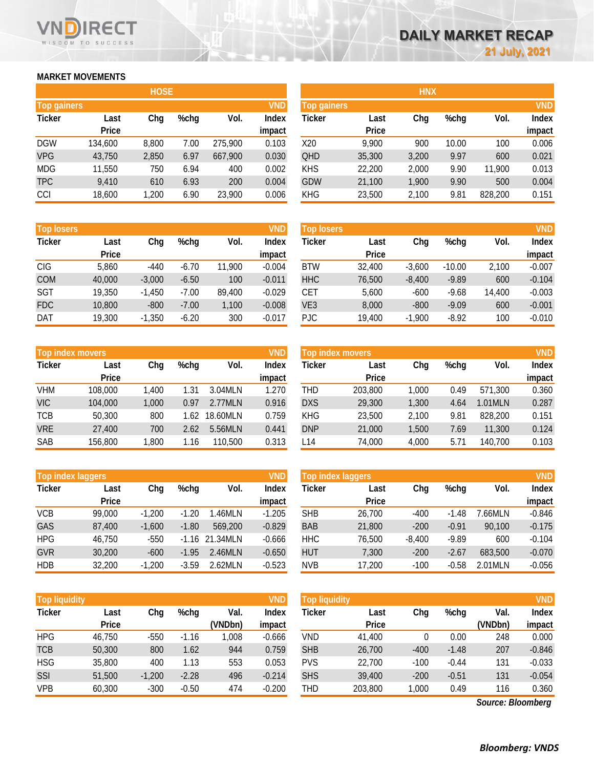# DAILY MARKET RECAP

**21 July, 2021**

## MARKET MOVEMENTS

### HOSE

**Top gainers** (VND)

| Ticker | Last Price | Chg | %chg | Vol. | Index impact |
|---|---|---|---|---|---|
| DGW | 134,600 | 8,800 | 7.00 | 275,900 | 0.103 |
| VPG | 43,750 | 2,850 | 6.97 | 667,900 | 0.030 |
| MDG | 11,550 | 750 | 6.94 | 400 | 0.002 |
| TPC | 9,410 | 610 | 6.93 | 200 | 0.004 |
| CCI | 18,600 | 1,200 | 6.90 | 23,900 | 0.006 |

**Top losers** (VND)

| Ticker | Last Price | Chg | %chg | Vol. | Index impact |
|---|---|---|---|---|---|
| CIG | 5,860 | -440 | -6.70 | 11,900 | -0.004 |
| COM | 40,000 | -3,000 | -6.50 | 100 | -0.011 |
| SGT | 19,350 | -1,450 | -7.00 | 89,400 | -0.029 |
| FDC | 10,800 | -800 | -7.00 | 1,100 | -0.008 |
| DAT | 19,300 | -1,350 | -6.20 | 300 | -0.017 |

**Top index movers** (VND)

| Ticker | Last Price | Chg | %chg | Vol. | Index impact |
|---|---|---|---|---|---|
| VHM | 108,000 | 1,400 | 1.31 | 3.04MLN | 1.270 |
| VIC | 104,000 | 1,000 | 0.97 | 2.77MLN | 0.916 |
| TCB | 50,300 | 800 | 1.62 | 18.60MLN | 0.759 |
| VRE | 27,400 | 700 | 2.62 | 5.56MLN | 0.441 |
| SAB | 156,800 | 1,800 | 1.16 | 110,500 | 0.313 |

**Top index laggers** (VND)

| Ticker | Last Price | Chg | %chg | Vol. | Index impact |
|---|---|---|---|---|---|
| VCB | 99,000 | -1,200 | -1.20 | 1.46MLN | -1.205 |
| GAS | 87,400 | -1,600 | -1.80 | 569,200 | -0.829 |
| HPG | 46,750 | -550 | -1.16 | 21.34MLN | -0.666 |
| GVR | 30,200 | -600 | -1.95 | 2.46MLN | -0.650 |
| HDB | 32,200 | -1,200 | -3.59 | 2.62MLN | -0.523 |

**Top liquidity** (VND)

| Ticker | Last Price | Chg | %chg | Val. (VNDbn) | Index impact |
|---|---|---|---|---|---|
| HPG | 46,750 | -550 | -1.16 | 1,008 | -0.666 |
| TCB | 50,300 | 800 | 1.62 | 944 | 0.759 |
| HSG | 35,800 | 400 | 1.13 | 553 | 0.053 |
| SSI | 51,500 | -1,200 | -2.28 | 496 | -0.214 |
| VPB | 60,300 | -300 | -0.50 | 474 | -0.200 |

### HNX

**Top gainers** (VND)

| Ticker | Last Price | Chg | %chg | Vol. | Index impact |
|---|---|---|---|---|---|
| X20 | 9,900 | 900 | 10.00 | 100 | 0.006 |
| QHD | 35,300 | 3,200 | 9.97 | 600 | 0.021 |
| KHS | 22,200 | 2,000 | 9.90 | 11,900 | 0.013 |
| GDW | 21,100 | 1,900 | 9.90 | 500 | 0.004 |
| KHG | 23,500 | 2,100 | 9.81 | 828,200 | 0.151 |

**Top losers** (VND)

| Ticker | Last Price | Chg | %chg | Vol. | Index impact |
|---|---|---|---|---|---|
| BTW | 32,400 | -3,600 | -10.00 | 2,100 | -0.007 |
| HHC | 76,500 | -8,400 | -9.89 | 600 | -0.104 |
| CET | 5,600 | -600 | -9.68 | 14,400 | -0.003 |
| VE3 | 8,000 | -800 | -9.09 | 600 | -0.001 |
| PJC | 19,400 | -1,900 | -8.92 | 100 | -0.010 |

**Top index movers** (VND)

| Ticker | Last Price | Chg | %chg | Vol. | Index impact |
|---|---|---|---|---|---|
| THD | 203,800 | 1,000 | 0.49 | 571,300 | 0.360 |
| DXS | 29,300 | 1,300 | 4.64 | 1.01MLN | 0.287 |
| KHG | 23,500 | 2,100 | 9.81 | 828,200 | 0.151 |
| DNP | 21,000 | 1,500 | 7.69 | 11,300 | 0.124 |
| L14 | 74,000 | 4,000 | 5.71 | 140,700 | 0.103 |

**Top index laggers** (VND)

| Ticker | Last Price | Chg | %chg | Vol. | Index impact |
|---|---|---|---|---|---|
| SHB | 26,700 | -400 | -1.48 | 7.66MLN | -0.846 |
| BAB | 21,800 | -200 | -0.91 | 90,100 | -0.175 |
| HHC | 76,500 | -8,400 | -9.89 | 600 | -0.104 |
| HUT | 7,300 | -200 | -2.67 | 683,500 | -0.070 |
| NVB | 17,200 | -100 | -0.58 | 2.01MLN | -0.056 |

**Top liquidity** (VND)

| Ticker | Last Price | Chg | %chg | Val. (VNDbn) | Index impact |
|---|---|---|---|---|---|
| VND | 41,400 | 0 | 0.00 | 248 | 0.000 |
| SHB | 26,700 | -400 | -1.48 | 207 | -0.846 |
| PVS | 22,700 | -100 | -0.44 | 131 | -0.033 |
| SHS | 39,400 | -200 | -0.51 | 131 | -0.054 |
| THD | 203,800 | 1,000 | 0.49 | 116 | 0.360 |

*Source: Bloomberg*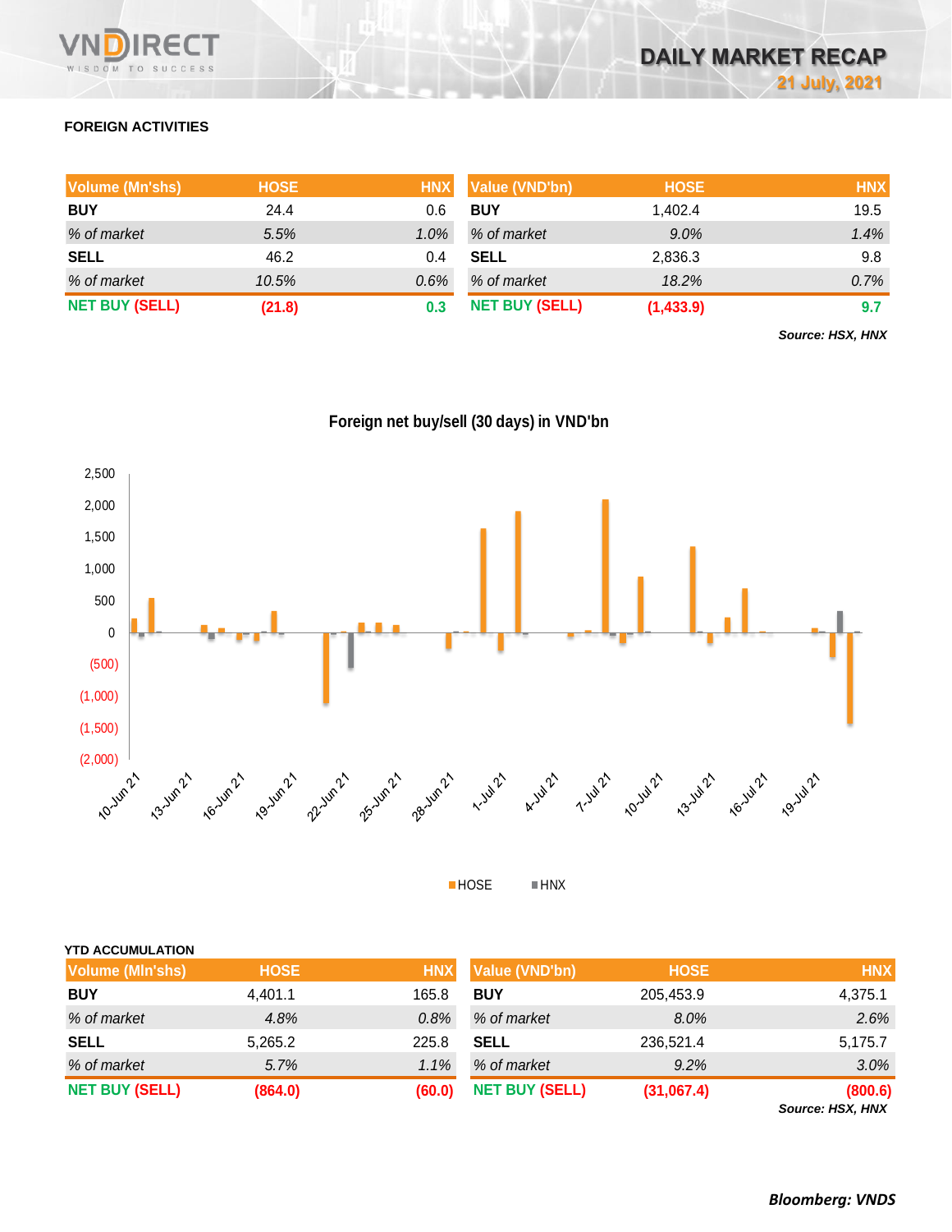## FOREIGN ACTIVITIES

| Volume (Mn'shs) | HOSE | HNX |
|---|---|---|
| **BUY** | 24.4 | 0.6 |
| *% of market* | *5.5%* | *1.0%* |
| **SELL** | 46.2 | 0.4 |
| *% of market* | *10.5%* | *0.6%* |
| **NET BUY (SELL)** | **(21.8)** | **0.3** |

| Value (VND'bn) | HOSE | HNX |
|---|---|---|
| **BUY** | 1,402.4 | 19.5 |
| *% of market* | *9.0%* | *1.4%* |
| **SELL** | 2,836.3 | 9.8 |
| *% of market* | *18.2%* | *0.7%* |
| **NET BUY (SELL)** | **(1,433.9)** | **9.7** |

***Source: HSX, HNX***

**Foreign net buy/sell (30 days) in VND'bn**

## YTD ACCUMULATION

| Volume (Mln'shs) | HOSE | HNX |
|---|---|---|
| **BUY** | 4,401.1 | 165.8 |
| *% of market* | *4.8%* | *0.8%* |
| **SELL** | 5,265.2 | 225.8 |
| *% of market* | *5.7%* | *1.1%* |
| **NET BUY (SELL)** | **(864.0)** | **(60.0)** |

| Value (VND'bn) | HOSE | HNX |
|---|---|---|
| **BUY** | 205,453.9 | 4,375.1 |
| *% of market* | *8.0%* | *2.6%* |
| **SELL** | 236,521.4 | 5,175.7 |
| *% of market* | *9.2%* | *3.0%* |
| **NET BUY (SELL)** | **(31,067.4)** | **(800.6)** |

***Source: HSX, HNX***

***Bloomberg: VNDS***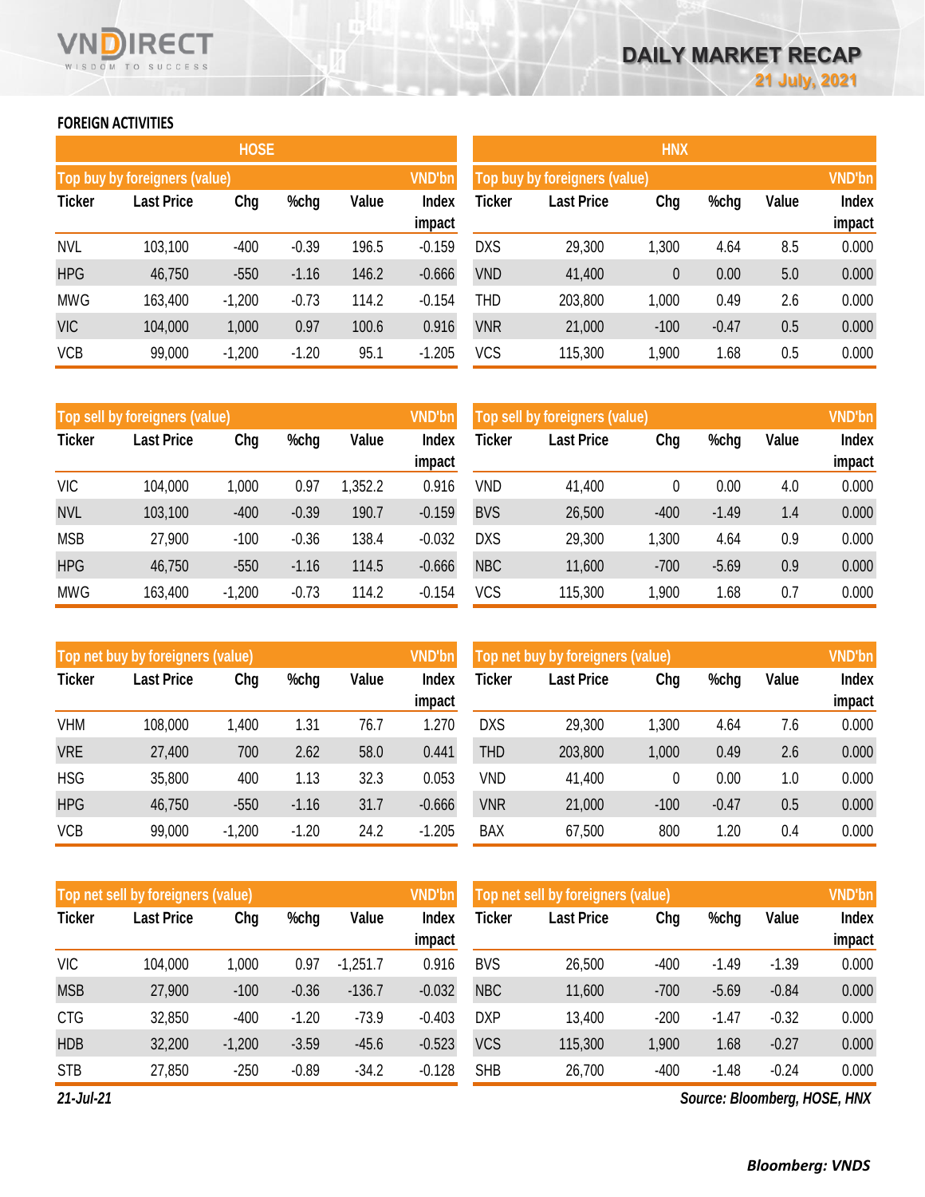# DAILY MARKET RECAP

21 July, 2021

## FOREIGN ACTIVITIES

### HOSE

| Top buy by foreigners (value) | | | | | VND'bn |
|---|---|---|---|---|---|
| Ticker | Last Price | Chg | %chg | Value | Index impact |
| NVL | 103,100 | -400 | -0.39 | 196.5 | -0.159 |
| HPG | 46,750 | -550 | -1.16 | 146.2 | -0.666 |
| MWG | 163,400 | -1,200 | -0.73 | 114.2 | -0.154 |
| VIC | 104,000 | 1,000 | 0.97 | 100.6 | 0.916 |
| VCB | 99,000 | -1,200 | -1.20 | 95.1 | -1.205 |

| Top sell by foreigners (value) | | | | | VND'bn |
|---|---|---|---|---|---|
| Ticker | Last Price | Chg | %chg | Value | Index impact |
| VIC | 104,000 | 1,000 | 0.97 | 1,352.2 | 0.916 |
| NVL | 103,100 | -400 | -0.39 | 190.7 | -0.159 |
| MSB | 27,900 | -100 | -0.36 | 138.4 | -0.032 |
| HPG | 46,750 | -550 | -1.16 | 114.5 | -0.666 |
| MWG | 163,400 | -1,200 | -0.73 | 114.2 | -0.154 |

| Top net buy by foreigners (value) | | | | | VND'bn |
|---|---|---|---|---|---|
| Ticker | Last Price | Chg | %chg | Value | Index impact |
| VHM | 108,000 | 1,400 | 1.31 | 76.7 | 1.270 |
| VRE | 27,400 | 700 | 2.62 | 58.0 | 0.441 |
| HSG | 35,800 | 400 | 1.13 | 32.3 | 0.053 |
| HPG | 46,750 | -550 | -1.16 | 31.7 | -0.666 |
| VCB | 99,000 | -1,200 | -1.20 | 24.2 | -1.205 |

| Top net sell by foreigners (value) | | | | | VND'bn |
|---|---|---|---|---|---|
| Ticker | Last Price | Chg | %chg | Value | Index impact |
| VIC | 104,000 | 1,000 | 0.97 | -1,251.7 | 0.916 |
| MSB | 27,900 | -100 | -0.36 | -136.7 | -0.032 |
| CTG | 32,850 | -400 | -1.20 | -73.9 | -0.403 |
| HDB | 32,200 | -1,200 | -3.59 | -45.6 | -0.523 |
| STB | 27,850 | -250 | -0.89 | -34.2 | -0.128 |

### HNX

| Top buy by foreigners (value) | | | | | VND'bn |
|---|---|---|---|---|---|
| Ticker | Last Price | Chg | %chg | Value | Index impact |
| DXS | 29,300 | 1,300 | 4.64 | 8.5 | 0.000 |
| VND | 41,400 | 0 | 0.00 | 5.0 | 0.000 |
| THD | 203,800 | 1,000 | 0.49 | 2.6 | 0.000 |
| VNR | 21,000 | -100 | -0.47 | 0.5 | 0.000 |
| VCS | 115,300 | 1,900 | 1.68 | 0.5 | 0.000 |

| Top sell by foreigners (value) | | | | | VND'bn |
|---|---|---|---|---|---|
| Ticker | Last Price | Chg | %chg | Value | Index impact |
| VND | 41,400 | 0 | 0.00 | 4.0 | 0.000 |
| BVS | 26,500 | -400 | -1.49 | 1.4 | 0.000 |
| DXS | 29,300 | 1,300 | 4.64 | 0.9 | 0.000 |
| NBC | 11,600 | -700 | -5.69 | 0.9 | 0.000 |
| VCS | 115,300 | 1,900 | 1.68 | 0.7 | 0.000 |

| Top net buy by foreigners (value) | | | | | VND'bn |
|---|---|---|---|---|---|
| Ticker | Last Price | Chg | %chg | Value | Index impact |
| DXS | 29,300 | 1,300 | 4.64 | 7.6 | 0.000 |
| THD | 203,800 | 1,000 | 0.49 | 2.6 | 0.000 |
| VND | 41,400 | 0 | 0.00 | 1.0 | 0.000 |
| VNR | 21,000 | -100 | -0.47 | 0.5 | 0.000 |
| BAX | 67,500 | 800 | 1.20 | 0.4 | 0.000 |

| Top net sell by foreigners (value) | | | | | VND'bn |
|---|---|---|---|---|---|
| Ticker | Last Price | Chg | %chg | Value | Index impact |
| BVS | 26,500 | -400 | -1.49 | -1.39 | 0.000 |
| NBC | 11,600 | -700 | -5.69 | -0.84 | 0.000 |
| DXP | 13,400 | -200 | -1.47 | -0.32 | 0.000 |
| VCS | 115,300 | 1,900 | 1.68 | -0.27 | 0.000 |
| SHB | 26,700 | -400 | -1.48 | -0.24 | 0.000 |

*21-Jul-21*

*Source: Bloomberg, HOSE, HNX*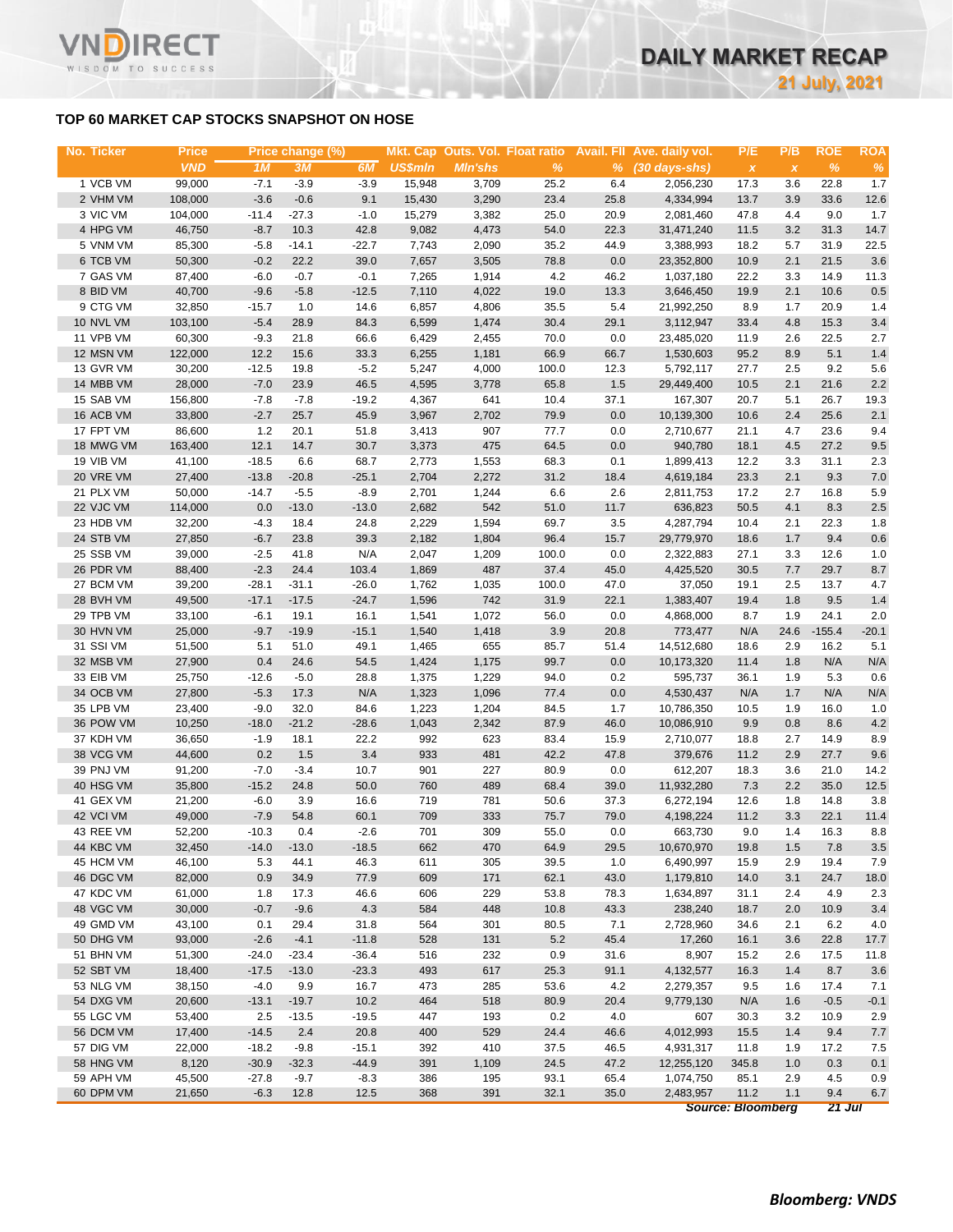## TOP 60 MARKET CAP STOCKS SNAPSHOT ON HOSE

| No. | Ticker | Price | Price change (%) | | | Mkt. Cap | Outs. Vol. | Float ratio | Avail. FII | Ave. daily vol. | P/E | P/B | ROE | ROA |
|---|---|---|---|---|---|---|---|---|---|---|---|---|---|---|
| | | VND | 1M | 3M | 6M | US$mln | Mln'shs | % | % | (30 days-shs) | x | x | % | % |
| 1 | VCB VM | 99,000 | -7.1 | -3.9 | -3.9 | 15,948 | 3,709 | 25.2 | 6.4 | 2,056,230 | 17.3 | 3.6 | 22.8 | 1.7 |
| 2 | VHM VM | 108,000 | -3.6 | -0.6 | 9.1 | 15,430 | 3,290 | 23.4 | 25.8 | 4,334,994 | 13.7 | 3.9 | 33.6 | 12.6 |
| 3 | VIC VM | 104,000 | -11.4 | -27.3 | -1.0 | 15,279 | 3,382 | 25.0 | 20.9 | 2,081,460 | 47.8 | 4.4 | 9.0 | 1.7 |
| 4 | HPG VM | 46,750 | -8.7 | 10.3 | 42.8 | 9,082 | 4,473 | 54.0 | 22.3 | 31,471,240 | 11.5 | 3.2 | 31.3 | 14.7 |
| 5 | VNM VM | 85,300 | -5.8 | -14.1 | -22.7 | 7,743 | 2,090 | 35.2 | 44.9 | 3,388,993 | 18.2 | 5.7 | 31.9 | 22.5 |
| 6 | TCB VM | 50,300 | -0.2 | 22.2 | 39.0 | 7,657 | 3,505 | 78.8 | 0.0 | 23,352,800 | 10.9 | 2.1 | 21.5 | 3.6 |
| 7 | GAS VM | 87,400 | -6.0 | -0.7 | -0.1 | 7,265 | 1,914 | 4.2 | 46.2 | 1,037,180 | 22.2 | 3.3 | 14.9 | 11.3 |
| 8 | BID VM | 40,700 | -9.6 | -5.8 | -12.5 | 7,110 | 4,022 | 19.0 | 13.3 | 3,646,450 | 19.9 | 2.1 | 10.6 | 0.5 |
| 9 | CTG VM | 32,850 | -15.7 | 1.0 | 14.6 | 6,857 | 4,806 | 35.5 | 5.4 | 21,992,250 | 8.9 | 1.7 | 20.9 | 1.4 |
| 10 | NVL VM | 103,100 | -5.4 | 28.9 | 84.3 | 6,599 | 1,474 | 30.4 | 29.1 | 3,112,947 | 33.4 | 4.8 | 15.3 | 3.4 |
| 11 | VPB VM | 60,300 | -9.3 | 21.8 | 66.6 | 6,429 | 2,455 | 70.0 | 0.0 | 23,485,020 | 11.9 | 2.6 | 22.5 | 2.7 |
| 12 | MSN VM | 122,000 | 12.2 | 15.6 | 33.3 | 6,255 | 1,181 | 66.9 | 66.7 | 1,530,603 | 95.2 | 8.9 | 5.1 | 1.4 |
| 13 | GVR VM | 30,200 | -12.5 | 19.8 | -5.2 | 5,247 | 4,000 | 100.0 | 12.3 | 5,792,117 | 27.7 | 2.5 | 9.2 | 5.6 |
| 14 | MBB VM | 28,000 | -7.0 | 23.9 | 46.5 | 4,595 | 3,778 | 65.8 | 1.5 | 29,449,400 | 10.5 | 2.1 | 21.6 | 2.2 |
| 15 | SAB VM | 156,800 | -7.8 | -7.8 | -19.2 | 4,367 | 641 | 10.4 | 37.1 | 167,307 | 20.7 | 5.1 | 26.7 | 19.3 |
| 16 | ACB VM | 33,800 | -2.7 | 25.7 | 45.9 | 3,967 | 2,702 | 79.9 | 0.0 | 10,139,300 | 10.6 | 2.4 | 25.6 | 2.1 |
| 17 | FPT VM | 86,600 | 1.2 | 20.1 | 51.8 | 3,413 | 907 | 77.7 | 0.0 | 2,710,677 | 21.1 | 4.7 | 23.6 | 9.4 |
| 18 | MWG VM | 163,400 | 12.1 | 14.7 | 30.7 | 3,373 | 475 | 64.5 | 0.0 | 940,780 | 18.1 | 4.5 | 27.2 | 9.5 |
| 19 | VIB VM | 41,100 | -18.5 | 6.6 | 68.7 | 2,773 | 1,553 | 68.3 | 0.1 | 1,899,413 | 12.2 | 3.3 | 31.1 | 2.3 |
| 20 | VRE VM | 27,400 | -13.8 | -20.8 | -25.1 | 2,704 | 2,272 | 31.2 | 18.4 | 4,619,184 | 23.3 | 2.1 | 9.3 | 7.0 |
| 21 | PLX VM | 50,000 | -14.7 | -5.5 | -8.9 | 2,701 | 1,244 | 6.6 | 2.6 | 2,811,753 | 17.2 | 2.7 | 16.8 | 5.9 |
| 22 | VJC VM | 114,000 | 0.0 | -13.0 | -13.0 | 2,682 | 542 | 51.0 | 11.7 | 636,823 | 50.5 | 4.1 | 8.3 | 2.5 |
| 23 | HDB VM | 32,200 | -4.3 | 18.4 | 24.8 | 2,229 | 1,594 | 69.7 | 3.5 | 4,287,794 | 10.4 | 2.1 | 22.3 | 1.8 |
| 24 | STB VM | 27,850 | -6.7 | 23.8 | 39.3 | 2,182 | 1,804 | 96.4 | 15.7 | 29,779,970 | 18.6 | 1.7 | 9.4 | 0.6 |
| 25 | SSB VM | 39,000 | -2.5 | 41.8 | N/A | 2,047 | 1,209 | 100.0 | 0.0 | 2,322,883 | 27.1 | 3.3 | 12.6 | 1.0 |
| 26 | PDR VM | 88,400 | -2.3 | 24.4 | 103.4 | 1,869 | 487 | 37.4 | 45.0 | 4,425,520 | 30.5 | 7.7 | 29.7 | 8.7 |
| 27 | BCM VM | 39,200 | -28.1 | -31.1 | -26.0 | 1,762 | 1,035 | 100.0 | 47.0 | 37,050 | 19.1 | 2.5 | 13.7 | 4.7 |
| 28 | BVH VM | 49,500 | -17.1 | -17.5 | -24.7 | 1,596 | 742 | 31.9 | 22.1 | 1,383,407 | 19.4 | 1.8 | 9.5 | 1.4 |
| 29 | TPB VM | 33,100 | -6.1 | 19.1 | 16.1 | 1,541 | 1,072 | 56.0 | 0.0 | 4,868,000 | 8.7 | 1.9 | 24.1 | 2.0 |
| 30 | HVN VM | 25,000 | -9.7 | -19.9 | -15.1 | 1,540 | 1,418 | 3.9 | 20.8 | 773,477 | N/A | 24.6 | -155.4 | -20.1 |
| 31 | SSI VM | 51,500 | 5.1 | 51.0 | 49.1 | 1,465 | 655 | 85.7 | 51.4 | 14,512,680 | 18.6 | 2.9 | 16.2 | 5.1 |
| 32 | MSB VM | 27,900 | 0.4 | 24.6 | 54.5 | 1,424 | 1,175 | 99.7 | 0.0 | 10,173,320 | 11.4 | 1.8 | N/A | N/A |
| 33 | EIB VM | 25,750 | -12.6 | -5.0 | 28.8 | 1,375 | 1,229 | 94.0 | 0.2 | 595,737 | 36.1 | 1.9 | 5.3 | 0.6 |
| 34 | OCB VM | 27,800 | -5.3 | 17.3 | N/A | 1,323 | 1,096 | 77.4 | 0.0 | 4,530,437 | N/A | 1.7 | N/A | N/A |
| 35 | LPB VM | 23,400 | -9.0 | 32.0 | 84.6 | 1,223 | 1,204 | 84.5 | 1.7 | 10,786,350 | 10.5 | 1.9 | 16.0 | 1.0 |
| 36 | POW VM | 10,250 | -18.0 | -21.2 | -28.6 | 1,043 | 2,342 | 87.9 | 46.0 | 10,086,910 | 9.9 | 0.8 | 8.6 | 4.2 |
| 37 | KDH VM | 36,650 | -1.9 | 18.1 | 22.2 | 992 | 623 | 83.4 | 15.9 | 2,710,077 | 18.8 | 2.7 | 14.9 | 8.9 |
| 38 | VCG VM | 44,600 | 0.2 | 1.5 | 3.4 | 933 | 481 | 42.2 | 47.8 | 379,676 | 11.2 | 2.9 | 27.7 | 9.6 |
| 39 | PNJ VM | 91,200 | -7.0 | -3.4 | 10.7 | 901 | 227 | 80.9 | 0.0 | 612,207 | 18.3 | 3.6 | 21.0 | 14.2 |
| 40 | HSG VM | 35,800 | -15.2 | 24.8 | 50.0 | 760 | 489 | 68.4 | 39.0 | 11,932,280 | 7.3 | 2.2 | 35.0 | 12.5 |
| 41 | GEX VM | 21,200 | -6.0 | 3.9 | 16.6 | 719 | 781 | 50.6 | 37.3 | 6,272,194 | 12.6 | 1.8 | 14.8 | 3.8 |
| 42 | VCI VM | 49,000 | -7.9 | 54.8 | 60.1 | 709 | 333 | 75.7 | 79.0 | 4,198,224 | 11.2 | 3.3 | 22.1 | 11.4 |
| 43 | REE VM | 52,200 | -10.3 | 0.4 | -2.6 | 701 | 309 | 55.0 | 0.0 | 663,730 | 9.0 | 1.4 | 16.3 | 8.8 |
| 44 | KBC VM | 32,450 | -14.0 | -13.0 | -18.5 | 662 | 470 | 64.9 | 29.5 | 10,670,970 | 19.8 | 1.5 | 7.8 | 3.5 |
| 45 | HCM VM | 46,100 | 5.3 | 44.1 | 46.3 | 611 | 305 | 39.5 | 1.0 | 6,490,997 | 15.9 | 2.9 | 19.4 | 7.9 |
| 46 | DGC VM | 82,000 | 0.9 | 34.9 | 77.9 | 609 | 171 | 62.1 | 43.0 | 1,179,810 | 14.0 | 3.1 | 24.7 | 18.0 |
| 47 | KDC VM | 61,000 | 1.8 | 17.3 | 46.6 | 606 | 229 | 53.8 | 78.3 | 1,634,897 | 31.1 | 2.4 | 4.9 | 2.3 |
| 48 | VGC VM | 30,000 | -0.7 | -9.6 | 4.3 | 584 | 448 | 10.8 | 43.3 | 238,240 | 18.7 | 2.0 | 10.9 | 3.4 |
| 49 | GMD VM | 43,100 | 0.1 | 29.4 | 31.8 | 564 | 301 | 80.5 | 7.1 | 2,728,960 | 34.6 | 2.1 | 6.2 | 4.0 |
| 50 | DHG VM | 93,000 | -2.6 | -4.1 | -11.8 | 528 | 131 | 5.2 | 45.4 | 17,260 | 16.1 | 3.6 | 22.8 | 17.7 |
| 51 | BHN VM | 51,300 | -24.0 | -23.4 | -36.4 | 516 | 232 | 0.9 | 31.6 | 8,907 | 15.2 | 2.6 | 17.5 | 11.8 |
| 52 | SBT VM | 18,400 | -17.5 | -13.0 | -23.3 | 493 | 617 | 25.3 | 91.1 | 4,132,577 | 16.3 | 1.4 | 8.7 | 3.6 |
| 53 | NLG VM | 38,150 | -4.0 | 9.9 | 16.7 | 473 | 285 | 53.6 | 4.2 | 2,279,357 | 9.5 | 1.6 | 17.4 | 7.1 |
| 54 | DXG VM | 20,600 | -13.1 | -19.7 | 10.2 | 464 | 518 | 80.9 | 20.4 | 9,779,130 | N/A | 1.6 | -0.5 | -0.1 |
| 55 | LGC VM | 53,400 | 2.5 | -13.5 | -19.5 | 447 | 193 | 0.2 | 4.0 | 607 | 30.3 | 3.2 | 10.9 | 2.9 |
| 56 | DCM VM | 17,400 | -14.5 | 2.4 | 20.8 | 400 | 529 | 24.4 | 46.6 | 4,012,993 | 15.5 | 1.4 | 9.4 | 7.7 |
| 57 | DIG VM | 22,000 | -18.2 | -9.8 | -15.1 | 392 | 410 | 37.5 | 46.5 | 4,931,317 | 11.8 | 1.9 | 17.2 | 7.5 |
| 58 | HNG VM | 8,120 | -30.9 | -32.3 | -44.9 | 391 | 1,109 | 24.5 | 47.2 | 12,255,120 | 345.8 | 1.0 | 0.3 | 0.1 |
| 59 | APH VM | 45,500 | -27.8 | -9.7 | -8.3 | 386 | 195 | 93.1 | 65.4 | 1,074,750 | 85.1 | 2.9 | 4.5 | 0.9 |
| 60 | DPM VM | 21,650 | -6.3 | 12.8 | 12.5 | 368 | 391 | 32.1 | 35.0 | 2,483,957 | 11.2 | 1.1 | 9.4 | 6.7 |

*Source: Bloomberg* *21 Jul*

***Bloomberg: VNDS***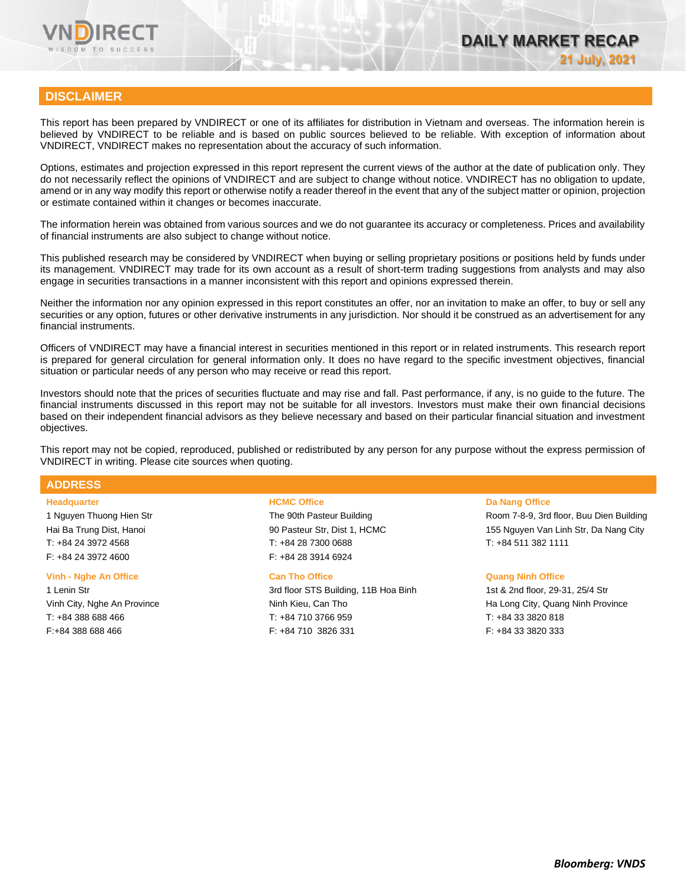## DISCLAIMER

This report has been prepared by VNDIRECT or one of its affiliates for distribution in Vietnam and overseas. The information herein is believed by VNDIRECT to be reliable and is based on public sources believed to be reliable. With exception of information about VNDIRECT, VNDIRECT makes no representation about the accuracy of such information.

Options, estimates and projection expressed in this report represent the current views of the author at the date of publication only. They do not necessarily reflect the opinions of VNDIRECT and are subject to change without notice. VNDIRECT has no obligation to update, amend or in any way modify this report or otherwise notify a reader thereof in the event that any of the subject matter or opinion, projection or estimate contained within it changes or becomes inaccurate.

The information herein was obtained from various sources and we do not guarantee its accuracy or completeness. Prices and availability of financial instruments are also subject to change without notice.

This published research may be considered by VNDIRECT when buying or selling proprietary positions or positions held by funds under its management. VNDIRECT may trade for its own account as a result of short-term trading suggestions from analysts and may also engage in securities transactions in a manner inconsistent with this report and opinions expressed therein.

Neither the information nor any opinion expressed in this report constitutes an offer, nor an invitation to make an offer, to buy or sell any securities or any option, futures or other derivative instruments in any jurisdiction. Nor should it be construed as an advertisement for any financial instruments.

Officers of VNDIRECT may have a financial interest in securities mentioned in this report or in related instruments. This research report is prepared for general circulation for general information only. It does no have regard to the specific investment objectives, financial situation or particular needs of any person who may receive or read this report.

Investors should note that the prices of securities fluctuate and may rise and fall. Past performance, if any, is no guide to the future. The financial instruments discussed in this report may not be suitable for all investors. Investors must make their own financial decisions based on their independent financial advisors as they believe necessary and based on their particular financial situation and investment objectives.

This report may not be copied, reproduced, published or redistributed by any person for any purpose without the express permission of VNDIRECT in writing. Please cite sources when quoting.

## ADDRESS

**Headquarter**
1 Nguyen Thuong Hien Str
Hai Ba Trung Dist, Hanoi
T: +84 24 3972 4568
F: +84 24 3972 4600

**HCMC Office**
The 90th Pasteur Building
90 Pasteur Str, Dist 1, HCMC
T: +84 28 7300 0688
F: +84 28 3914 6924

**Da Nang Office**
Room 7-8-9, 3rd floor, Buu Dien Building
155 Nguyen Van Linh Str, Da Nang City
T: +84 511 382 1111

**Vinh - Nghe An Office**
1 Lenin Str
Vinh City, Nghe An Province
T: +84 388 688 466
F:+84 388 688 466

**Can Tho Office**
3rd floor STS Building, 11B Hoa Binh
Ninh Kieu, Can Tho
T: +84 710 3766 959
F: +84 710 3826 331

**Quang Ninh Office**
1st & 2nd floor, 29-31, 25/4 Str
Ha Long City, Quang Ninh Province
T: +84 33 3820 818
F: +84 33 3820 333

***Bloomberg: VNDS***